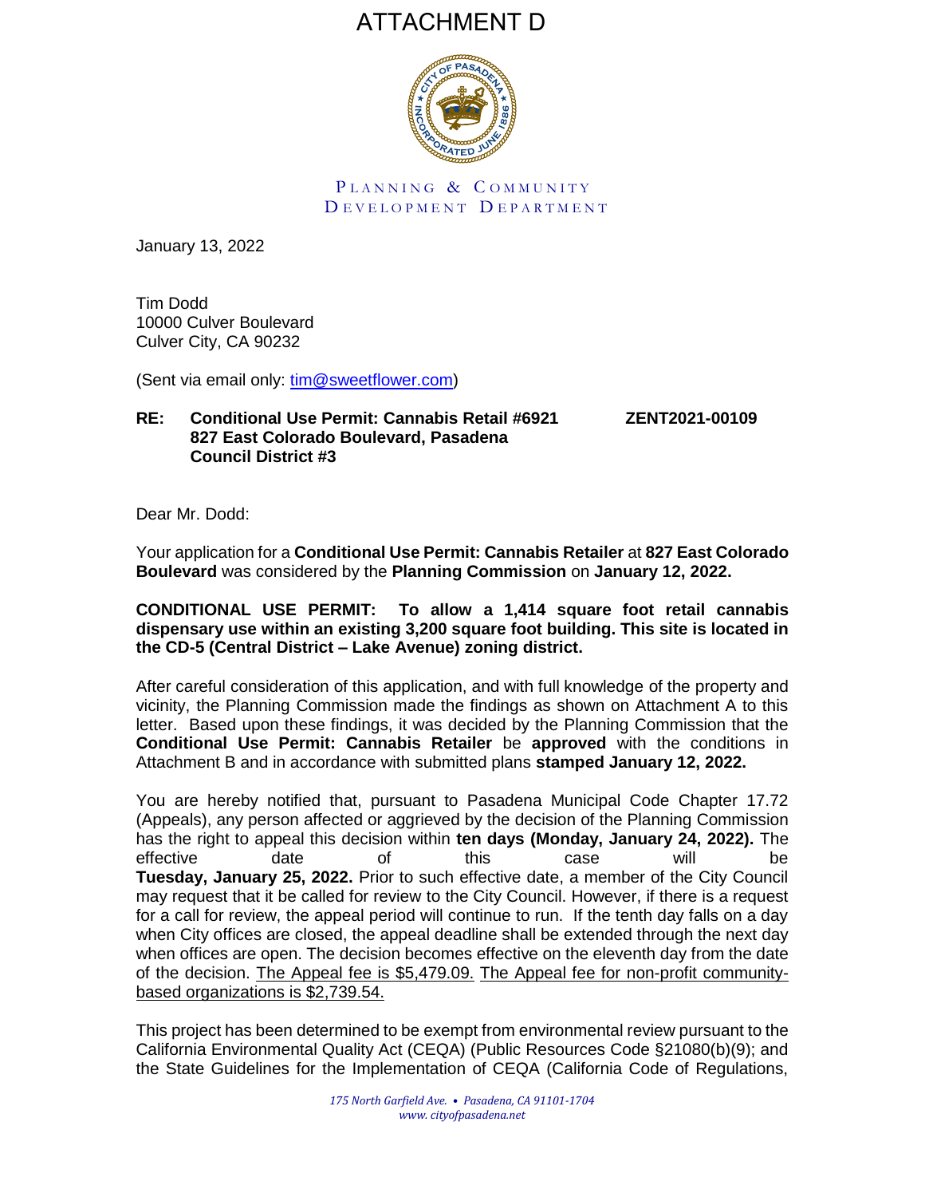# ATTACHMENT D

PLANNING & COMMUNITY
DEVELOPMENT DEPARTMENT

January 13, 2022

Tim Dodd
10000 Culver Boulevard
Culver City, CA 90232

(Sent via email only: tim@sweetflower.com)

**RE: Conditional Use Permit: Cannabis Retail #6921 ZENT2021-00109**
**827 East Colorado Boulevard, Pasadena**
**Council District #3**

Dear Mr. Dodd:

Your application for a **Conditional Use Permit: Cannabis Retailer** at **827 East Colorado Boulevard** was considered by the **Planning Commission** on **January 12, 2022.**

**CONDITIONAL USE PERMIT: To allow a 1,414 square foot retail cannabis dispensary use within an existing 3,200 square foot building. This site is located in the CD-5 (Central District – Lake Avenue) zoning district.**

After careful consideration of this application, and with full knowledge of the property and vicinity, the Planning Commission made the findings as shown on Attachment A to this letter. Based upon these findings, it was decided by the Planning Commission that the **Conditional Use Permit: Cannabis Retailer** be **approved** with the conditions in Attachment B and in accordance with submitted plans **stamped January 12, 2022.**

You are hereby notified that, pursuant to Pasadena Municipal Code Chapter 17.72 (Appeals), any person affected or aggrieved by the decision of the Planning Commission has the right to appeal this decision within **ten days (Monday, January 24, 2022).** The effective date of this case will be **Tuesday, January 25, 2022.** Prior to such effective date, a member of the City Council may request that it be called for review to the City Council. However, if there is a request for a call for review, the appeal period will continue to run. If the tenth day falls on a day when City offices are closed, the appeal deadline shall be extended through the next day when offices are open. The decision becomes effective on the eleventh day from the date of the decision. <u>The Appeal fee is $5,479.09.</u> <u>The Appeal fee for non-profit community-based organizations is $2,739.54.</u>

This project has been determined to be exempt from environmental review pursuant to the California Environmental Quality Act (CEQA) (Public Resources Code §21080(b)(9); and the State Guidelines for the Implementation of CEQA (California Code of Regulations,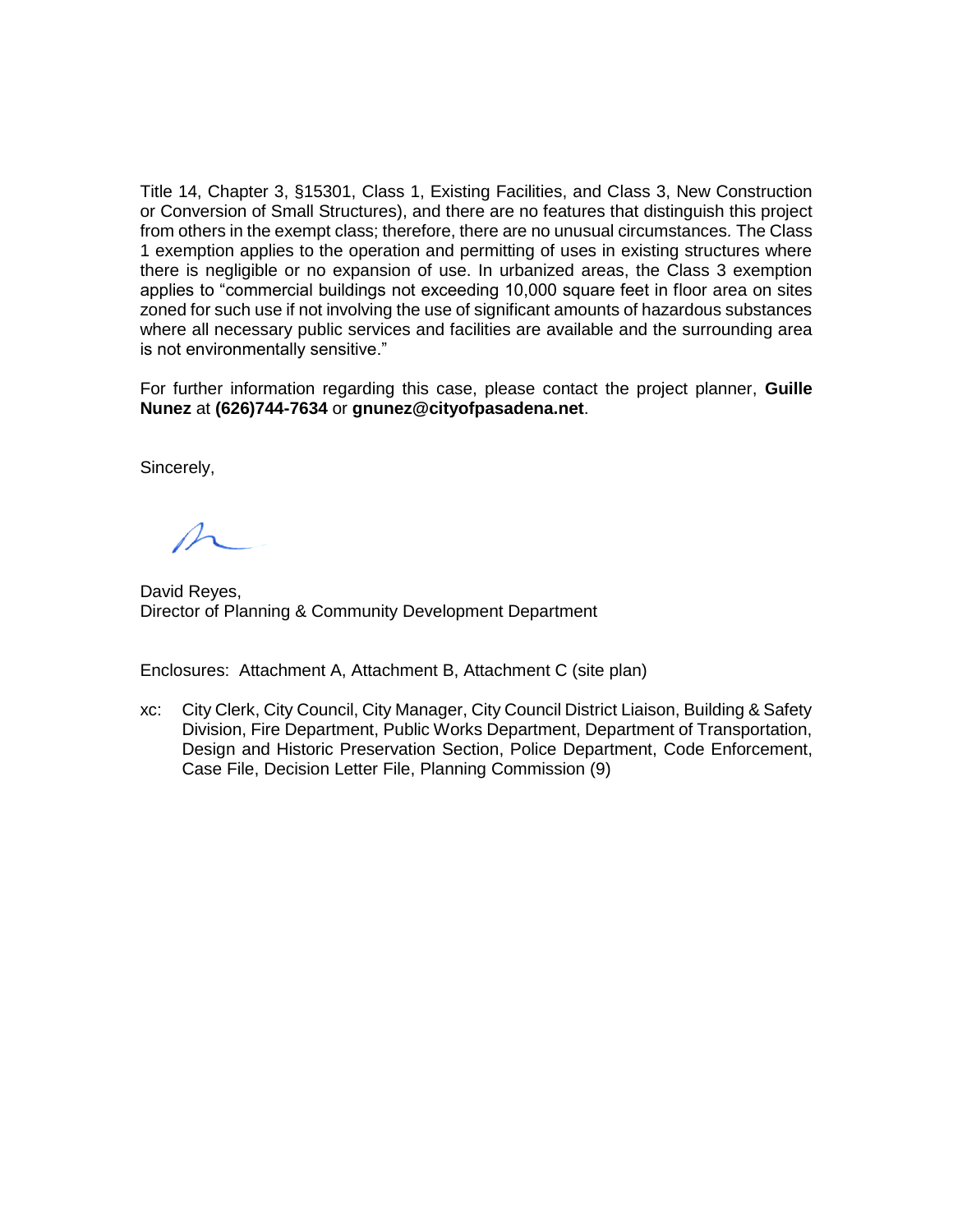Title 14, Chapter 3, §15301, Class 1, Existing Facilities, and Class 3, New Construction or Conversion of Small Structures), and there are no features that distinguish this project from others in the exempt class; therefore, there are no unusual circumstances. The Class 1 exemption applies to the operation and permitting of uses in existing structures where there is negligible or no expansion of use. In urbanized areas, the Class 3 exemption applies to "commercial buildings not exceeding 10,000 square feet in floor area on sites zoned for such use if not involving the use of significant amounts of hazardous substances where all necessary public services and facilities are available and the surrounding area is not environmentally sensitive."

For further information regarding this case, please contact the project planner, **Guille Nunez** at **(626)744-7634** or **gnunez@cityofpasadena.net**.

Sincerely,

David Reyes,
Director of Planning & Community Development Department

Enclosures: Attachment A, Attachment B, Attachment C (site plan)

xc: City Clerk, City Council, City Manager, City Council District Liaison, Building & Safety Division, Fire Department, Public Works Department, Department of Transportation, Design and Historic Preservation Section, Police Department, Code Enforcement, Case File, Decision Letter File, Planning Commission (9)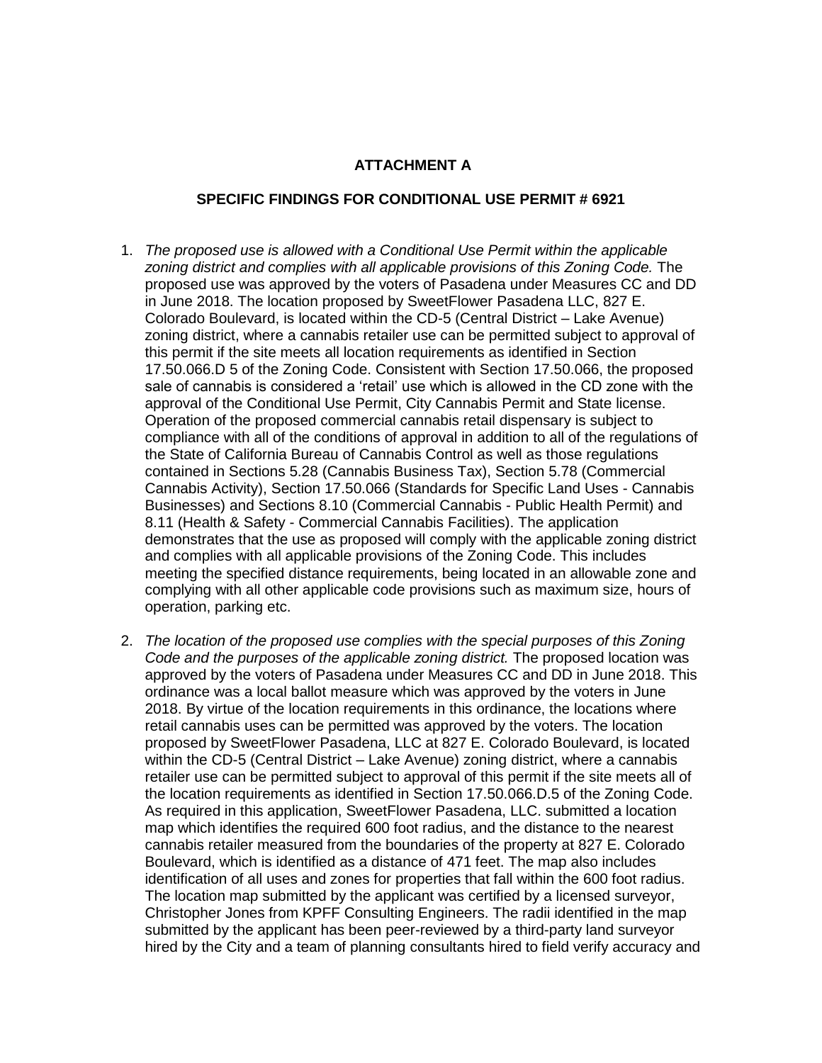**ATTACHMENT A**

**SPECIFIC FINDINGS FOR CONDITIONAL USE PERMIT # 6921**

1. *The proposed use is allowed with a Conditional Use Permit within the applicable zoning district and complies with all applicable provisions of this Zoning Code.* The proposed use was approved by the voters of Pasadena under Measures CC and DD in June 2018. The location proposed by SweetFlower Pasadena LLC, 827 E. Colorado Boulevard, is located within the CD-5 (Central District – Lake Avenue) zoning district, where a cannabis retailer use can be permitted subject to approval of this permit if the site meets all location requirements as identified in Section 17.50.066.D 5 of the Zoning Code. Consistent with Section 17.50.066, the proposed sale of cannabis is considered a 'retail' use which is allowed in the CD zone with the approval of the Conditional Use Permit, City Cannabis Permit and State license. Operation of the proposed commercial cannabis retail dispensary is subject to compliance with all of the conditions of approval in addition to all of the regulations of the State of California Bureau of Cannabis Control as well as those regulations contained in Sections 5.28 (Cannabis Business Tax), Section 5.78 (Commercial Cannabis Activity), Section 17.50.066 (Standards for Specific Land Uses - Cannabis Businesses) and Sections 8.10 (Commercial Cannabis - Public Health Permit) and 8.11 (Health & Safety - Commercial Cannabis Facilities). The application demonstrates that the use as proposed will comply with the applicable zoning district and complies with all applicable provisions of the Zoning Code. This includes meeting the specified distance requirements, being located in an allowable zone and complying with all other applicable code provisions such as maximum size, hours of operation, parking etc.

2. *The location of the proposed use complies with the special purposes of this Zoning Code and the purposes of the applicable zoning district.* The proposed location was approved by the voters of Pasadena under Measures CC and DD in June 2018. This ordinance was a local ballot measure which was approved by the voters in June 2018. By virtue of the location requirements in this ordinance, the locations where retail cannabis uses can be permitted was approved by the voters. The location proposed by SweetFlower Pasadena, LLC at 827 E. Colorado Boulevard, is located within the CD-5 (Central District – Lake Avenue) zoning district, where a cannabis retailer use can be permitted subject to approval of this permit if the site meets all of the location requirements as identified in Section 17.50.066.D.5 of the Zoning Code. As required in this application, SweetFlower Pasadena, LLC. submitted a location map which identifies the required 600 foot radius, and the distance to the nearest cannabis retailer measured from the boundaries of the property at 827 E. Colorado Boulevard, which is identified as a distance of 471 feet. The map also includes identification of all uses and zones for properties that fall within the 600 foot radius. The location map submitted by the applicant was certified by a licensed surveyor, Christopher Jones from KPFF Consulting Engineers. The radii identified in the map submitted by the applicant has been peer-reviewed by a third-party land surveyor hired by the City and a team of planning consultants hired to field verify accuracy and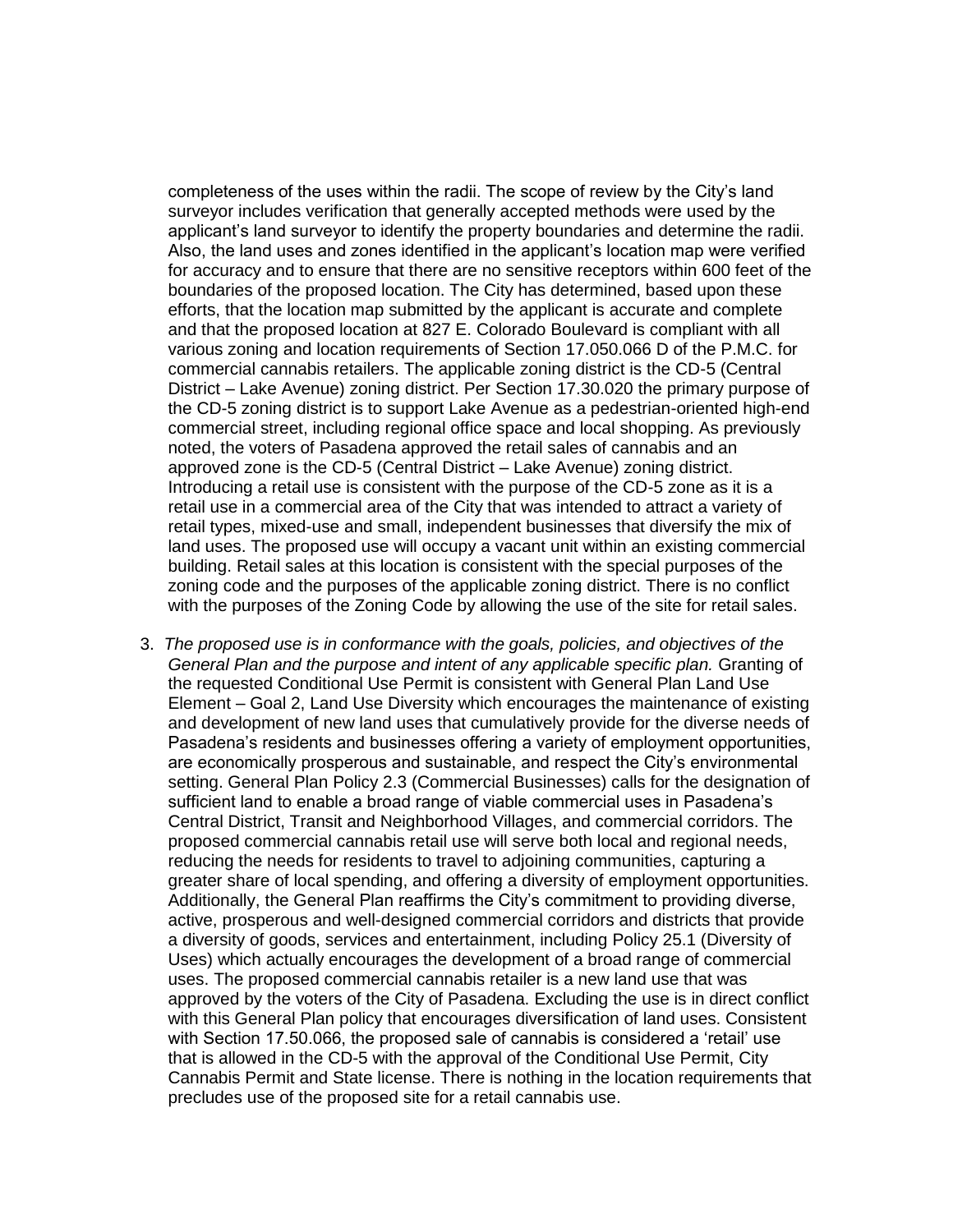completeness of the uses within the radii. The scope of review by the City's land surveyor includes verification that generally accepted methods were used by the applicant's land surveyor to identify the property boundaries and determine the radii. Also, the land uses and zones identified in the applicant's location map were verified for accuracy and to ensure that there are no sensitive receptors within 600 feet of the boundaries of the proposed location. The City has determined, based upon these efforts, that the location map submitted by the applicant is accurate and complete and that the proposed location at 827 E. Colorado Boulevard is compliant with all various zoning and location requirements of Section 17.050.066 D of the P.M.C. for commercial cannabis retailers. The applicable zoning district is the CD-5 (Central District – Lake Avenue) zoning district. Per Section 17.30.020 the primary purpose of the CD-5 zoning district is to support Lake Avenue as a pedestrian-oriented high-end commercial street, including regional office space and local shopping. As previously noted, the voters of Pasadena approved the retail sales of cannabis and an approved zone is the CD-5 (Central District – Lake Avenue) zoning district. Introducing a retail use is consistent with the purpose of the CD-5 zone as it is a retail use in a commercial area of the City that was intended to attract a variety of retail types, mixed-use and small, independent businesses that diversify the mix of land uses. The proposed use will occupy a vacant unit within an existing commercial building. Retail sales at this location is consistent with the special purposes of the zoning code and the purposes of the applicable zoning district. There is no conflict with the purposes of the Zoning Code by allowing the use of the site for retail sales.

3. *The proposed use is in conformance with the goals, policies, and objectives of the General Plan and the purpose and intent of any applicable specific plan.* Granting of the requested Conditional Use Permit is consistent with General Plan Land Use Element – Goal 2, Land Use Diversity which encourages the maintenance of existing and development of new land uses that cumulatively provide for the diverse needs of Pasadena's residents and businesses offering a variety of employment opportunities, are economically prosperous and sustainable, and respect the City's environmental setting. General Plan Policy 2.3 (Commercial Businesses) calls for the designation of sufficient land to enable a broad range of viable commercial uses in Pasadena's Central District, Transit and Neighborhood Villages, and commercial corridors. The proposed commercial cannabis retail use will serve both local and regional needs, reducing the needs for residents to travel to adjoining communities, capturing a greater share of local spending, and offering a diversity of employment opportunities. Additionally, the General Plan reaffirms the City's commitment to providing diverse, active, prosperous and well-designed commercial corridors and districts that provide a diversity of goods, services and entertainment, including Policy 25.1 (Diversity of Uses) which actually encourages the development of a broad range of commercial uses. The proposed commercial cannabis retailer is a new land use that was approved by the voters of the City of Pasadena. Excluding the use is in direct conflict with this General Plan policy that encourages diversification of land uses. Consistent with Section 17.50.066, the proposed sale of cannabis is considered a 'retail' use that is allowed in the CD-5 with the approval of the Conditional Use Permit, City Cannabis Permit and State license. There is nothing in the location requirements that precludes use of the proposed site for a retail cannabis use.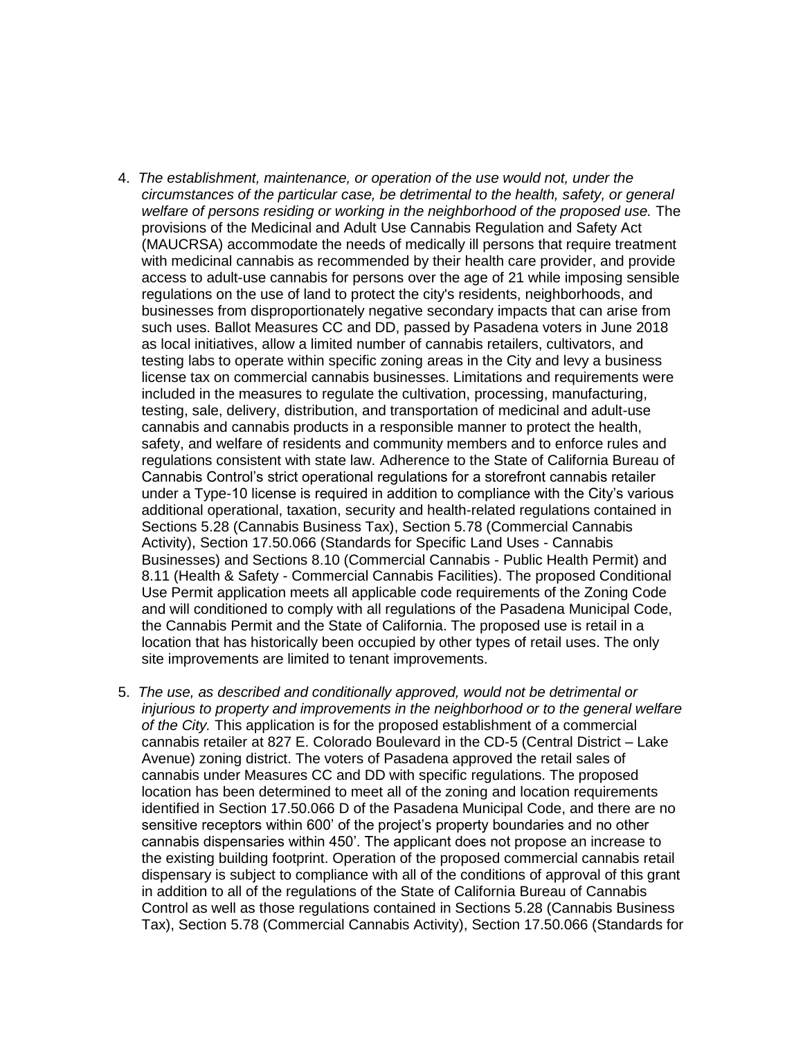4. *The establishment, maintenance, or operation of the use would not, under the circumstances of the particular case, be detrimental to the health, safety, or general welfare of persons residing or working in the neighborhood of the proposed use.* The provisions of the Medicinal and Adult Use Cannabis Regulation and Safety Act (MAUCRSA) accommodate the needs of medically ill persons that require treatment with medicinal cannabis as recommended by their health care provider, and provide access to adult-use cannabis for persons over the age of 21 while imposing sensible regulations on the use of land to protect the city's residents, neighborhoods, and businesses from disproportionately negative secondary impacts that can arise from such uses. Ballot Measures CC and DD, passed by Pasadena voters in June 2018 as local initiatives, allow a limited number of cannabis retailers, cultivators, and testing labs to operate within specific zoning areas in the City and levy a business license tax on commercial cannabis businesses. Limitations and requirements were included in the measures to regulate the cultivation, processing, manufacturing, testing, sale, delivery, distribution, and transportation of medicinal and adult-use cannabis and cannabis products in a responsible manner to protect the health, safety, and welfare of residents and community members and to enforce rules and regulations consistent with state law. Adherence to the State of California Bureau of Cannabis Control's strict operational regulations for a storefront cannabis retailer under a Type-10 license is required in addition to compliance with the City's various additional operational, taxation, security and health-related regulations contained in Sections 5.28 (Cannabis Business Tax), Section 5.78 (Commercial Cannabis Activity), Section 17.50.066 (Standards for Specific Land Uses - Cannabis Businesses) and Sections 8.10 (Commercial Cannabis - Public Health Permit) and 8.11 (Health & Safety - Commercial Cannabis Facilities). The proposed Conditional Use Permit application meets all applicable code requirements of the Zoning Code and will conditioned to comply with all regulations of the Pasadena Municipal Code, the Cannabis Permit and the State of California. The proposed use is retail in a location that has historically been occupied by other types of retail uses. The only site improvements are limited to tenant improvements.

5. *The use, as described and conditionally approved, would not be detrimental or injurious to property and improvements in the neighborhood or to the general welfare of the City.* This application is for the proposed establishment of a commercial cannabis retailer at 827 E. Colorado Boulevard in the CD-5 (Central District – Lake Avenue) zoning district. The voters of Pasadena approved the retail sales of cannabis under Measures CC and DD with specific regulations. The proposed location has been determined to meet all of the zoning and location requirements identified in Section 17.50.066 D of the Pasadena Municipal Code, and there are no sensitive receptors within 600' of the project's property boundaries and no other cannabis dispensaries within 450'. The applicant does not propose an increase to the existing building footprint. Operation of the proposed commercial cannabis retail dispensary is subject to compliance with all of the conditions of approval of this grant in addition to all of the regulations of the State of California Bureau of Cannabis Control as well as those regulations contained in Sections 5.28 (Cannabis Business Tax), Section 5.78 (Commercial Cannabis Activity), Section 17.50.066 (Standards for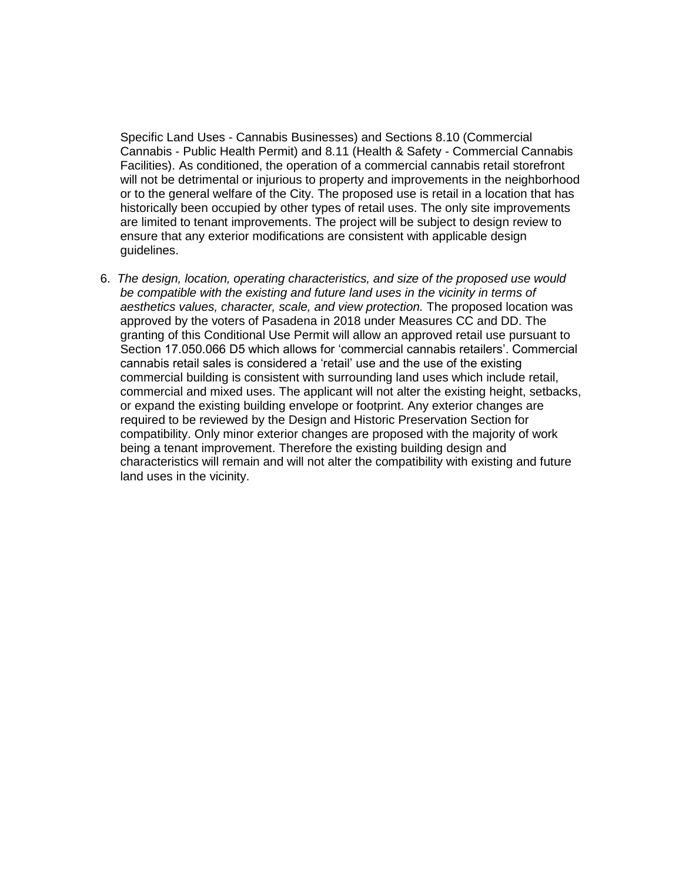Specific Land Uses - Cannabis Businesses) and Sections 8.10 (Commercial Cannabis - Public Health Permit) and 8.11 (Health & Safety - Commercial Cannabis Facilities). As conditioned, the operation of a commercial cannabis retail storefront will not be detrimental or injurious to property and improvements in the neighborhood or to the general welfare of the City. The proposed use is retail in a location that has historically been occupied by other types of retail uses. The only site improvements are limited to tenant improvements. The project will be subject to design review to ensure that any exterior modifications are consistent with applicable design guidelines.

6. *The design, location, operating characteristics, and size of the proposed use would be compatible with the existing and future land uses in the vicinity in terms of aesthetics values, character, scale, and view protection.* The proposed location was approved by the voters of Pasadena in 2018 under Measures CC and DD. The granting of this Conditional Use Permit will allow an approved retail use pursuant to Section 17.050.066 D5 which allows for 'commercial cannabis retailers'. Commercial cannabis retail sales is considered a 'retail' use and the use of the existing commercial building is consistent with surrounding land uses which include retail, commercial and mixed uses. The applicant will not alter the existing height, setbacks, or expand the existing building envelope or footprint. Any exterior changes are required to be reviewed by the Design and Historic Preservation Section for compatibility. Only minor exterior changes are proposed with the majority of work being a tenant improvement. Therefore the existing building design and characteristics will remain and will not alter the compatibility with existing and future land uses in the vicinity.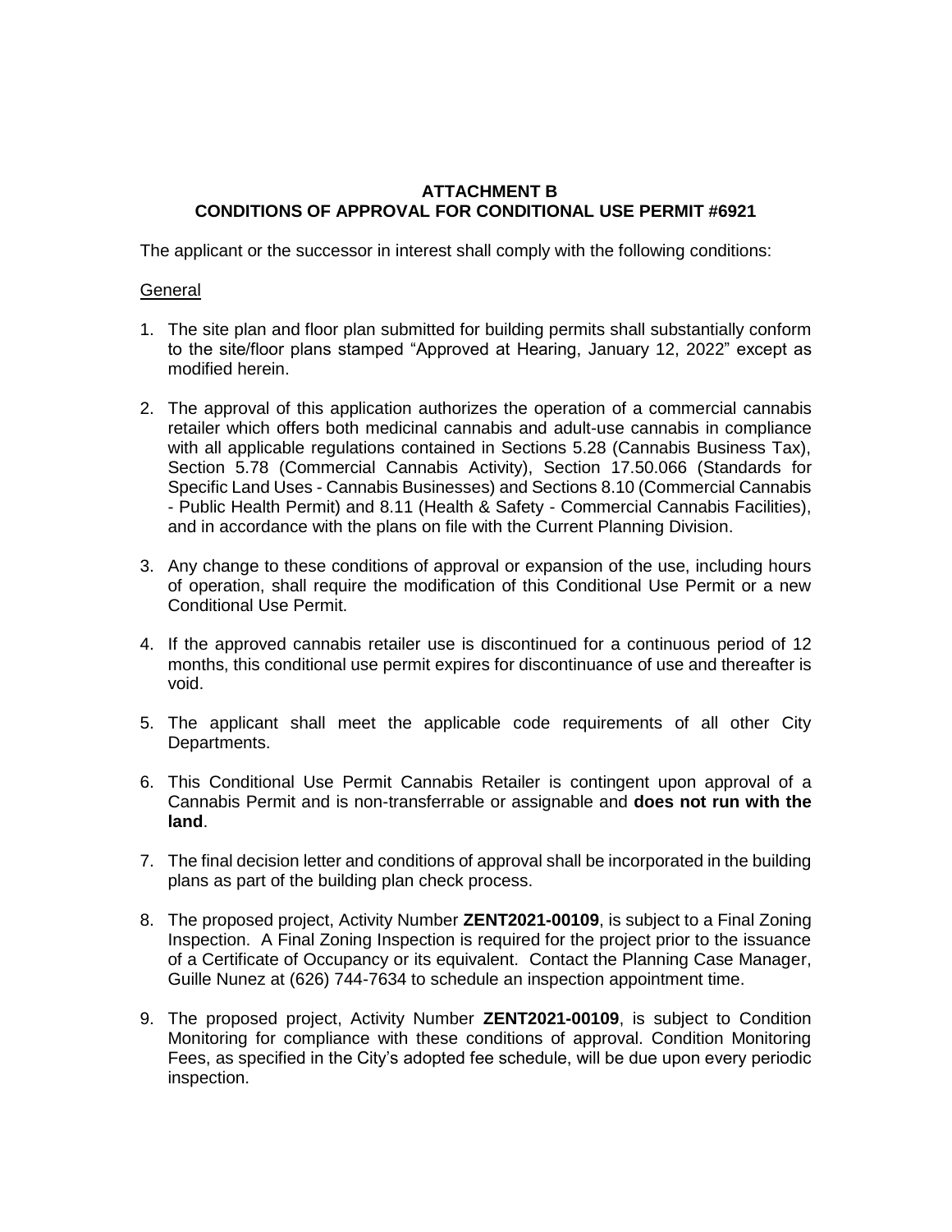**ATTACHMENT B**
**CONDITIONS OF APPROVAL FOR CONDITIONAL USE PERMIT #6921**

The applicant or the successor in interest shall comply with the following conditions:

General

1. The site plan and floor plan submitted for building permits shall substantially conform to the site/floor plans stamped "Approved at Hearing, January 12, 2022" except as modified herein.

2. The approval of this application authorizes the operation of a commercial cannabis retailer which offers both medicinal cannabis and adult-use cannabis in compliance with all applicable regulations contained in Sections 5.28 (Cannabis Business Tax), Section 5.78 (Commercial Cannabis Activity), Section 17.50.066 (Standards for Specific Land Uses - Cannabis Businesses) and Sections 8.10 (Commercial Cannabis - Public Health Permit) and 8.11 (Health & Safety - Commercial Cannabis Facilities), and in accordance with the plans on file with the Current Planning Division.

3. Any change to these conditions of approval or expansion of the use, including hours of operation, shall require the modification of this Conditional Use Permit or a new Conditional Use Permit.

4. If the approved cannabis retailer use is discontinued for a continuous period of 12 months, this conditional use permit expires for discontinuance of use and thereafter is void.

5. The applicant shall meet the applicable code requirements of all other City Departments.

6. This Conditional Use Permit Cannabis Retailer is contingent upon approval of a Cannabis Permit and is non-transferrable or assignable and **does not run with the land**.

7. The final decision letter and conditions of approval shall be incorporated in the building plans as part of the building plan check process.

8. The proposed project, Activity Number **ZENT2021-00109**, is subject to a Final Zoning Inspection. A Final Zoning Inspection is required for the project prior to the issuance of a Certificate of Occupancy or its equivalent. Contact the Planning Case Manager, Guille Nunez at (626) 744-7634 to schedule an inspection appointment time.

9. The proposed project, Activity Number **ZENT2021-00109**, is subject to Condition Monitoring for compliance with these conditions of approval. Condition Monitoring Fees, as specified in the City's adopted fee schedule, will be due upon every periodic inspection.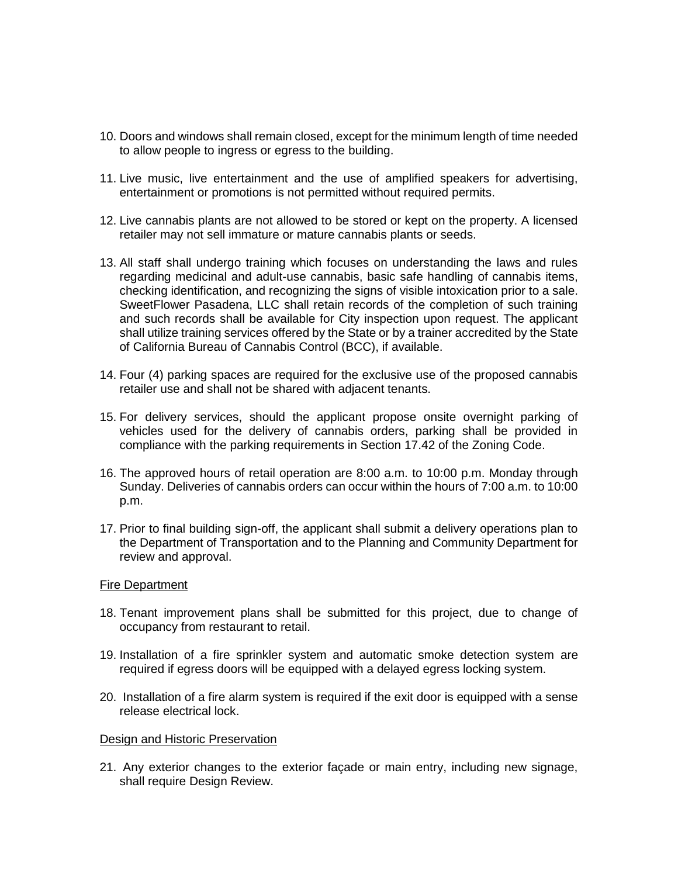10. Doors and windows shall remain closed, except for the minimum length of time needed to allow people to ingress or egress to the building.

11. Live music, live entertainment and the use of amplified speakers for advertising, entertainment or promotions is not permitted without required permits.

12. Live cannabis plants are not allowed to be stored or kept on the property. A licensed retailer may not sell immature or mature cannabis plants or seeds.

13. All staff shall undergo training which focuses on understanding the laws and rules regarding medicinal and adult-use cannabis, basic safe handling of cannabis items, checking identification, and recognizing the signs of visible intoxication prior to a sale. SweetFlower Pasadena, LLC shall retain records of the completion of such training and such records shall be available for City inspection upon request. The applicant shall utilize training services offered by the State or by a trainer accredited by the State of California Bureau of Cannabis Control (BCC), if available.

14. Four (4) parking spaces are required for the exclusive use of the proposed cannabis retailer use and shall not be shared with adjacent tenants.

15. For delivery services, should the applicant propose onsite overnight parking of vehicles used for the delivery of cannabis orders, parking shall be provided in compliance with the parking requirements in Section 17.42 of the Zoning Code.

16. The approved hours of retail operation are 8:00 a.m. to 10:00 p.m. Monday through Sunday. Deliveries of cannabis orders can occur within the hours of 7:00 a.m. to 10:00 p.m.

17. Prior to final building sign-off, the applicant shall submit a delivery operations plan to the Department of Transportation and to the Planning and Community Department for review and approval.

Fire Department

18. Tenant improvement plans shall be submitted for this project, due to change of occupancy from restaurant to retail.

19. Installation of a fire sprinkler system and automatic smoke detection system are required if egress doors will be equipped with a delayed egress locking system.

20. Installation of a fire alarm system is required if the exit door is equipped with a sense release electrical lock.

Design and Historic Preservation

21. Any exterior changes to the exterior façade or main entry, including new signage, shall require Design Review.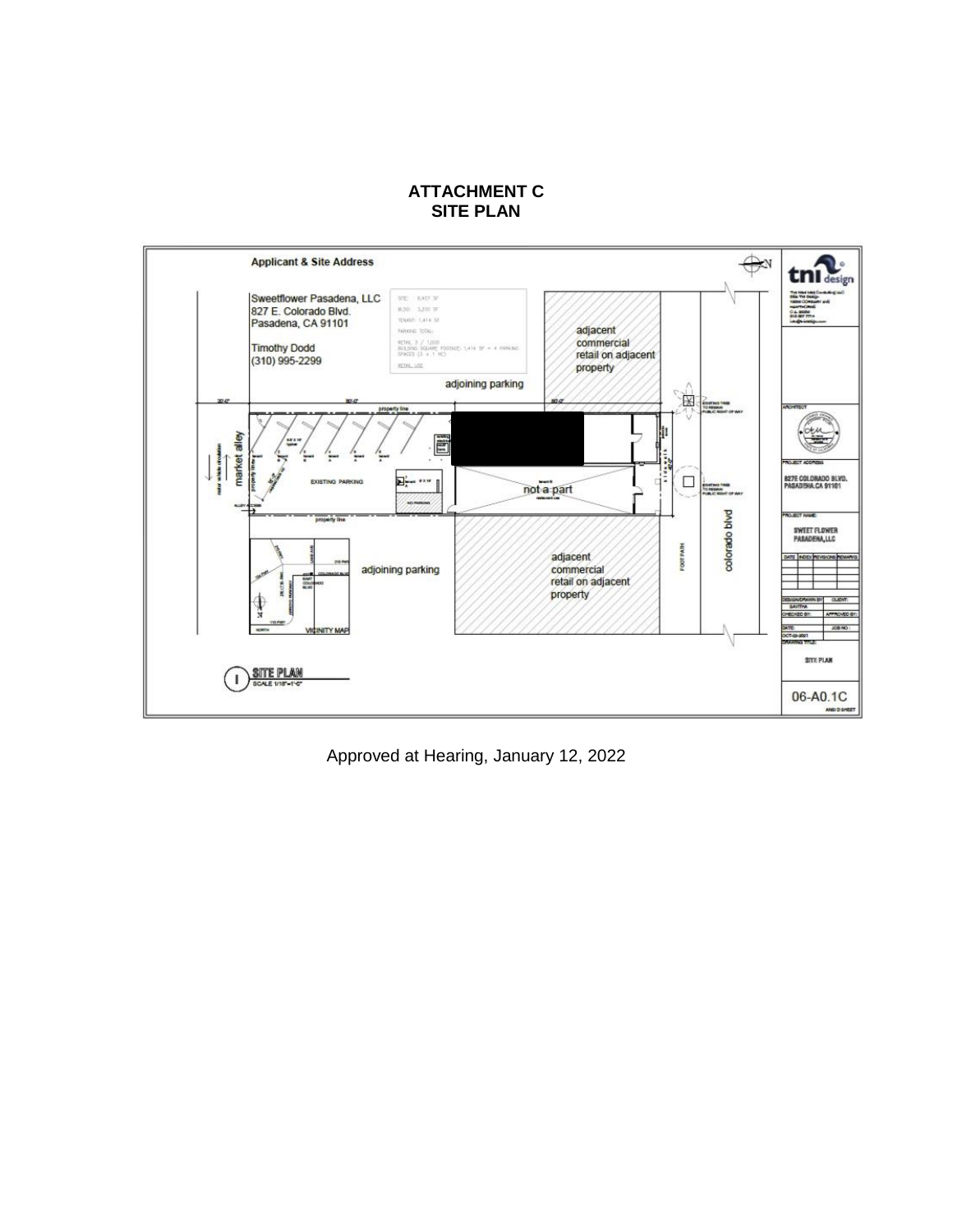**ATTACHMENT C**
**SITE PLAN**

Applicant & Site Address

Sweetflower Pasadena, LLC
827 E. Colorado Blvd.
Pasadena, CA 91101

Timothy Dodd
(310) 995-2299

adjacent commercial retail on adjacent property

adjoining parking

property line

market alley

EXISTING PARKING

not a part

adjoining parking

adjacent commercial retail on adjacent property

colorado blvd

FOOT PATH

VICINITY MAP

SITE PLAN
SCALE 1/16"=1'-0"

tni design

ARCHITECT

PROJECT ADDRESS
827E COLORADO BLVD. PASADENA,CA 91101

PROJECT NAME:
SWEET FLOWER PASADENA,LLC

DATE | INDEX | REVISIONS | REMARKS

DESIGN/DRAWN BY: SAVITHA | CLIENT:
CHECKED BY: | APPROVED BY:
DATE: OCT-22-2021 | JOB NO.:
DRAWING TITLE:

SITE PLAN

06-A0.1C

ANSI D SHEET

Approved at Hearing, January 12, 2022